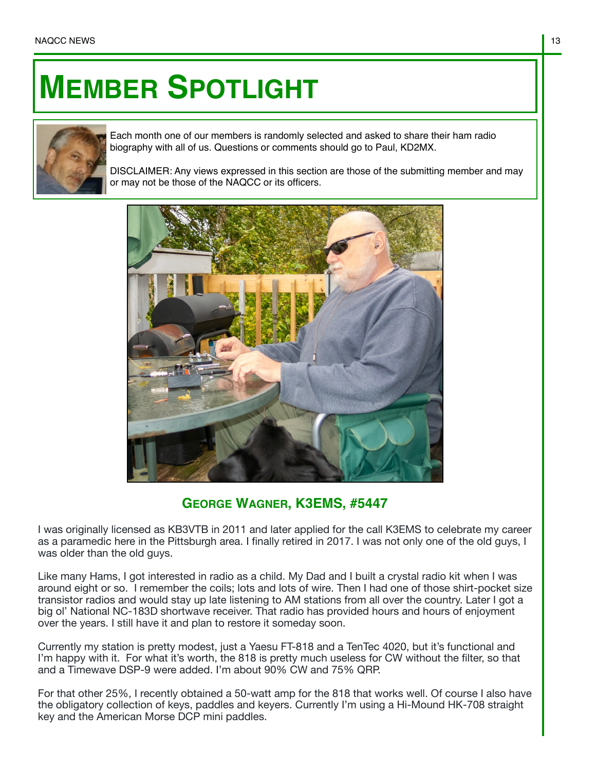# MEMBER SPOTLIGHT

Each month one of our members is randomly selected and asked to share their ham radio biography with all of us. Questions or comments should go to Paul, KD2MX.

DISCLAIMER: Any views expressed in this section are those of the submitting member and may or may not be those of the NAQCC or its officers.

## GEORGE WAGNER, K3EMS, #5447

I was originally licensed as KB3VTB in 2011 and later applied for the call K3EMS to celebrate my career as a paramedic here in the Pittsburgh area. I finally retired in 2017. I was not only one of the old guys, I was older than the old guys.

Like many Hams, I got interested in radio as a child. My Dad and I built a crystal radio kit when I was around eight or so. I remember the coils; lots and lots of wire. Then I had one of those shirt-pocket size transistor radios and would stay up late listening to AM stations from all over the country. Later I got a big ol' National NC-183D shortwave receiver. That radio has provided hours and hours of enjoyment over the years. I still have it and plan to restore it someday soon.

Currently my station is pretty modest, just a Yaesu FT-818 and a TenTec 4020, but it's functional and I'm happy with it. For what it's worth, the 818 is pretty much useless for CW without the filter, so that and a Timewave DSP-9 were added. I'm about 90% CW and 75% QRP.

For that other 25%, I recently obtained a 50-watt amp for the 818 that works well. Of course I also have the obligatory collection of keys, paddles and keyers. Currently I'm using a Hi-Mound HK-708 straight key and the American Morse DCP mini paddles.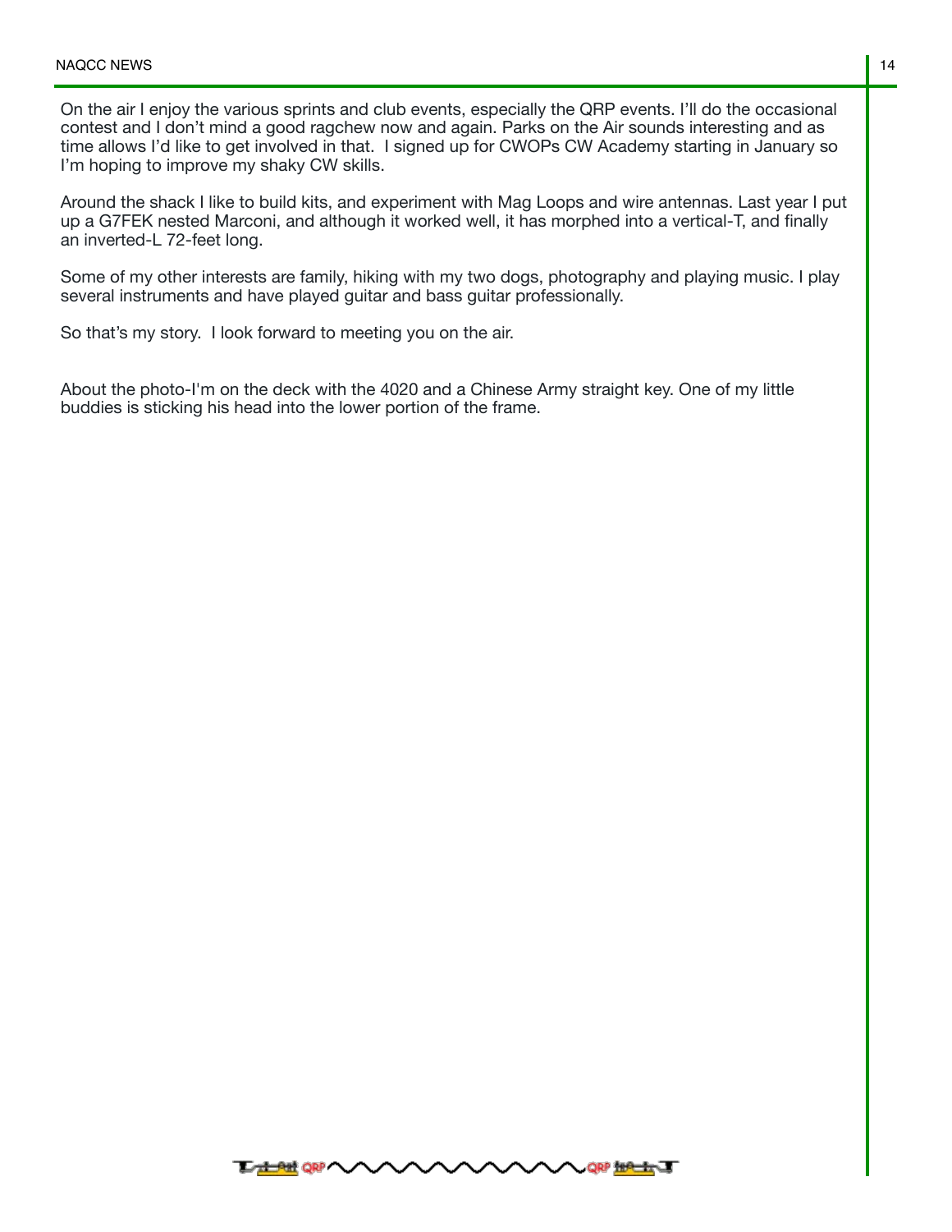On the air I enjoy the various sprints and club events, especially the QRP events. I'll do the occasional contest and I don't mind a good ragchew now and again. Parks on the Air sounds interesting and as time allows I'd like to get involved in that.  I signed up for CWOPs CW Academy starting in January so I'm hoping to improve my shaky CW skills.

Around the shack I like to build kits, and experiment with Mag Loops and wire antennas. Last year I put up a G7FEK nested Marconi, and although it worked well, it has morphed into a vertical-T, and finally an inverted-L 72-feet long.

Some of my other interests are family, hiking with my two dogs, photography and playing music. I play several instruments and have played guitar and bass guitar professionally.

So that's my story.  I look forward to meeting you on the air.

About the photo-I'm on the deck with the 4020 and a Chinese Army straight key. One of my little buddies is sticking his head into the lower portion of the frame.